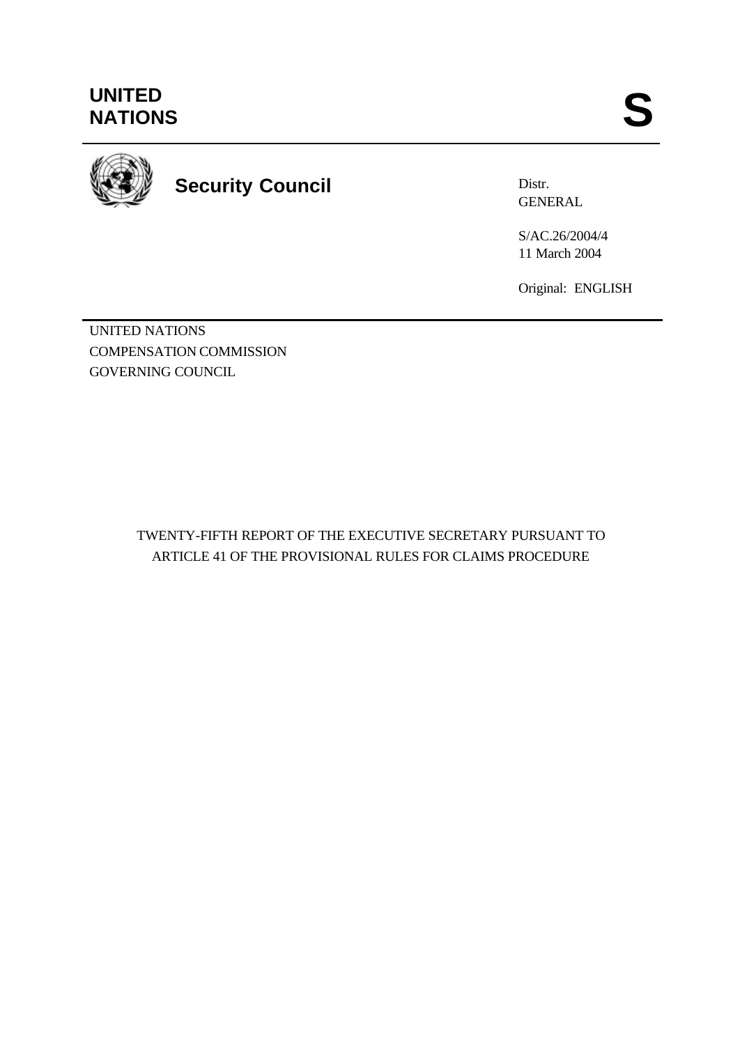UNITED NATIONS

S

# Security Council

Distr.
GENERAL

S/AC.26/2004/4
11 March 2004

Original: ENGLISH

UNITED NATIONS
COMPENSATION COMMISSION
GOVERNING COUNCIL

## TWENTY-FIFTH REPORT OF THE EXECUTIVE SECRETARY PURSUANT TO ARTICLE 41 OF THE PROVISIONAL RULES FOR CLAIMS PROCEDURE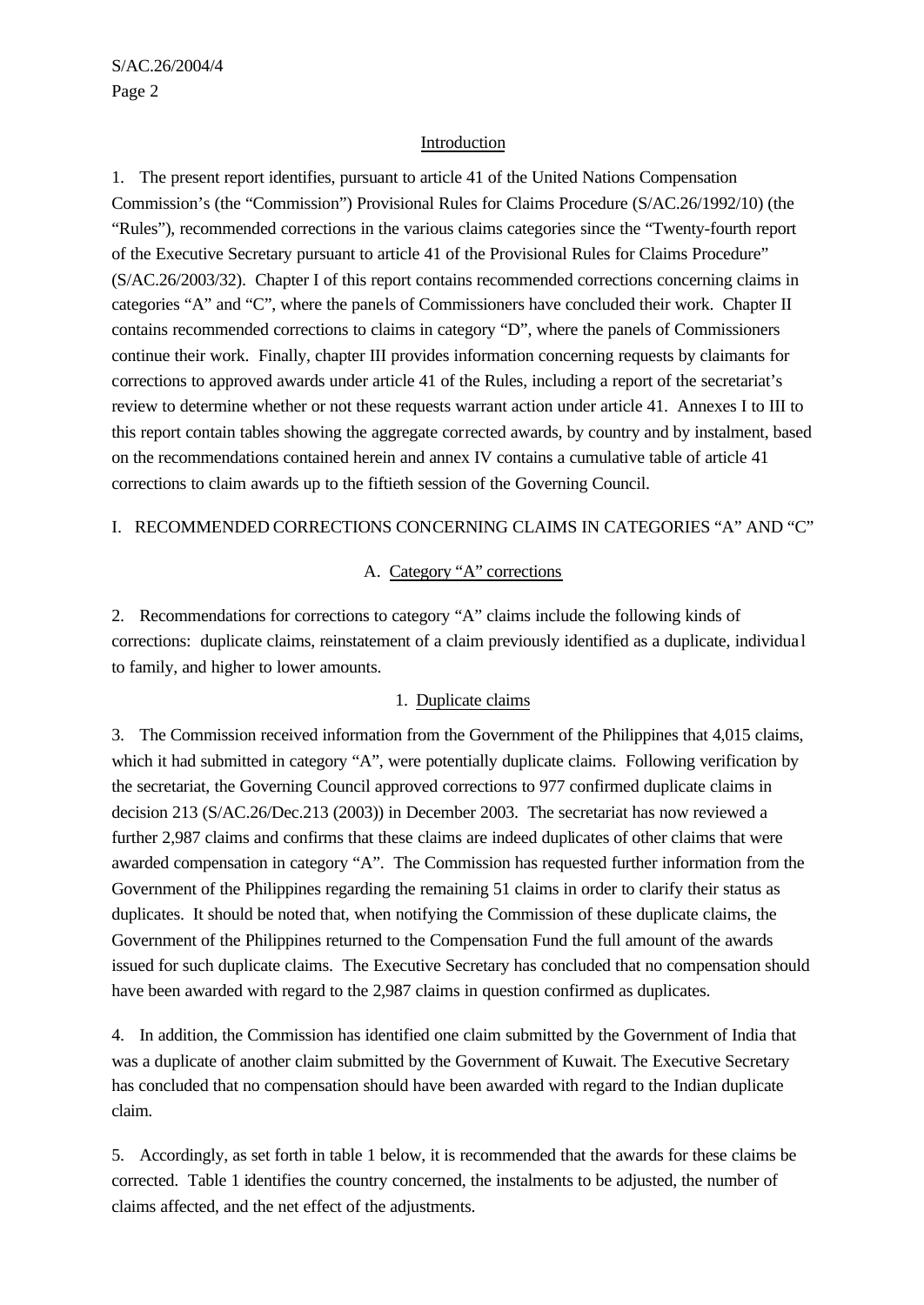## Introduction

1. The present report identifies, pursuant to article 41 of the United Nations Compensation Commission's (the "Commission") Provisional Rules for Claims Procedure (S/AC.26/1992/10) (the "Rules"), recommended corrections in the various claims categories since the "Twenty-fourth report of the Executive Secretary pursuant to article 41 of the Provisional Rules for Claims Procedure" (S/AC.26/2003/32). Chapter I of this report contains recommended corrections concerning claims in categories "A" and "C", where the panels of Commissioners have concluded their work. Chapter II contains recommended corrections to claims in category "D", where the panels of Commissioners continue their work. Finally, chapter III provides information concerning requests by claimants for corrections to approved awards under article 41 of the Rules, including a report of the secretariat's review to determine whether or not these requests warrant action under article 41. Annexes I to III to this report contain tables showing the aggregate corrected awards, by country and by instalment, based on the recommendations contained herein and annex IV contains a cumulative table of article 41 corrections to claim awards up to the fiftieth session of the Governing Council.

# I. RECOMMENDED CORRECTIONS CONCERNING CLAIMS IN CATEGORIES "A" AND "C"

## A. Category "A" corrections

2. Recommendations for corrections to category "A" claims include the following kinds of corrections: duplicate claims, reinstatement of a claim previously identified as a duplicate, individual to family, and higher to lower amounts.

### 1. Duplicate claims

3. The Commission received information from the Government of the Philippines that 4,015 claims, which it had submitted in category "A", were potentially duplicate claims. Following verification by the secretariat, the Governing Council approved corrections to 977 confirmed duplicate claims in decision 213 (S/AC.26/Dec.213 (2003)) in December 2003. The secretariat has now reviewed a further 2,987 claims and confirms that these claims are indeed duplicates of other claims that were awarded compensation in category "A". The Commission has requested further information from the Government of the Philippines regarding the remaining 51 claims in order to clarify their status as duplicates. It should be noted that, when notifying the Commission of these duplicate claims, the Government of the Philippines returned to the Compensation Fund the full amount of the awards issued for such duplicate claims. The Executive Secretary has concluded that no compensation should have been awarded with regard to the 2,987 claims in question confirmed as duplicates.

4. In addition, the Commission has identified one claim submitted by the Government of India that was a duplicate of another claim submitted by the Government of Kuwait. The Executive Secretary has concluded that no compensation should have been awarded with regard to the Indian duplicate claim.

5. Accordingly, as set forth in table 1 below, it is recommended that the awards for these claims be corrected. Table 1 identifies the country concerned, the instalments to be adjusted, the number of claims affected, and the net effect of the adjustments.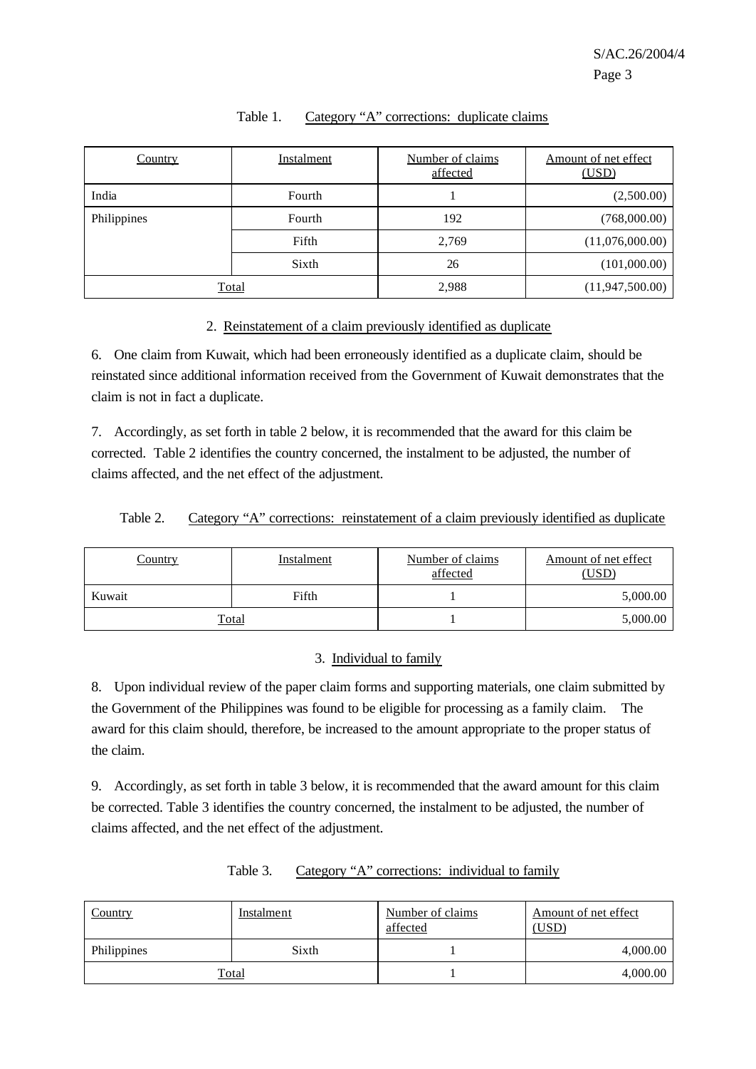Table 1. Category "A" corrections: duplicate claims

| Country | Instalment | Number of claims affected | Amount of net effect (USD) |
|---|---|---|---|
| India | Fourth | 1 | (2,500.00) |
| Philippines | Fourth | 192 | (768,000.00) |
| | Fifth | 2,769 | (11,076,000.00) |
| | Sixth | 26 | (101,000.00) |
| Total | | 2,988 | (11,947,500.00) |

2. Reinstatement of a claim previously identified as duplicate

6. One claim from Kuwait, which had been erroneously identified as a duplicate claim, should be reinstated since additional information received from the Government of Kuwait demonstrates that the claim is not in fact a duplicate.

7. Accordingly, as set forth in table 2 below, it is recommended that the award for this claim be corrected. Table 2 identifies the country concerned, the instalment to be adjusted, the number of claims affected, and the net effect of the adjustment.

Table 2. Category "A" corrections: reinstatement of a claim previously identified as duplicate

| Country | Instalment | Number of claims affected | Amount of net effect (USD) |
|---|---|---|---|
| Kuwait | Fifth | 1 | 5,000.00 |
| Total | | 1 | 5,000.00 |

3. Individual to family

8. Upon individual review of the paper claim forms and supporting materials, one claim submitted by the Government of the Philippines was found to be eligible for processing as a family claim. The award for this claim should, therefore, be increased to the amount appropriate to the proper status of the claim.

9. Accordingly, as set forth in table 3 below, it is recommended that the award amount for this claim be corrected. Table 3 identifies the country concerned, the instalment to be adjusted, the number of claims affected, and the net effect of the adjustment.

Table 3. Category "A" corrections: individual to family

| Country | Instalment | Number of claims affected | Amount of net effect (USD) |
|---|---|---|---|
| Philippines | Sixth | 1 | 4,000.00 |
| Total | | 1 | 4,000.00 |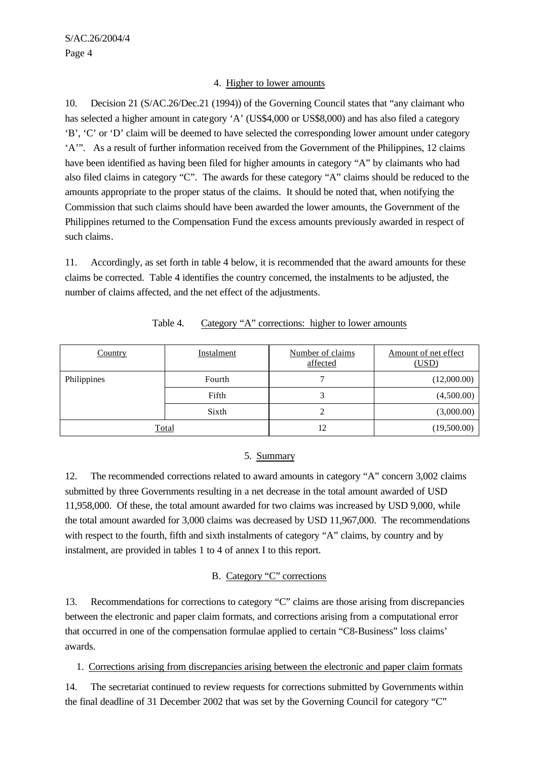#### 4. Higher to lower amounts

10. Decision 21 (S/AC.26/Dec.21 (1994)) of the Governing Council states that "any claimant who has selected a higher amount in category 'A' (US$4,000 or US$8,000) and has also filed a category 'B', 'C' or 'D' claim will be deemed to have selected the corresponding lower amount under category 'A'". As a result of further information received from the Government of the Philippines, 12 claims have been identified as having been filed for higher amounts in category "A" by claimants who had also filed claims in category "C". The awards for these category "A" claims should be reduced to the amounts appropriate to the proper status of the claims. It should be noted that, when notifying the Commission that such claims should have been awarded the lower amounts, the Government of the Philippines returned to the Compensation Fund the excess amounts previously awarded in respect of such claims.

11. Accordingly, as set forth in table 4 below, it is recommended that the award amounts for these claims be corrected. Table 4 identifies the country concerned, the instalments to be adjusted, the number of claims affected, and the net effect of the adjustments.

Table 4. Category "A" corrections: higher to lower amounts

| Country | Instalment | Number of claims affected | Amount of net effect (USD) |
|---|---|---|---|
| Philippines | Fourth | 7 | (12,000.00) |
| | Fifth | 3 | (4,500.00) |
| | Sixth | 2 | (3,000.00) |
| Total | | 12 | (19,500.00) |

#### 5. Summary

12. The recommended corrections related to award amounts in category "A" concern 3,002 claims submitted by three Governments resulting in a net decrease in the total amount awarded of USD 11,958,000. Of these, the total amount awarded for two claims was increased by USD 9,000, while the total amount awarded for 3,000 claims was decreased by USD 11,967,000. The recommendations with respect to the fourth, fifth and sixth instalments of category "A" claims, by country and by instalment, are provided in tables 1 to 4 of annex I to this report.

### B. Category "C" corrections

13. Recommendations for corrections to category "C" claims are those arising from discrepancies between the electronic and paper claim formats, and corrections arising from a computational error that occurred in one of the compensation formulae applied to certain "C8-Business" loss claims' awards.

#### 1. Corrections arising from discrepancies arising between the electronic and paper claim formats

14. The secretariat continued to review requests for corrections submitted by Governments within the final deadline of 31 December 2002 that was set by the Governing Council for category "C"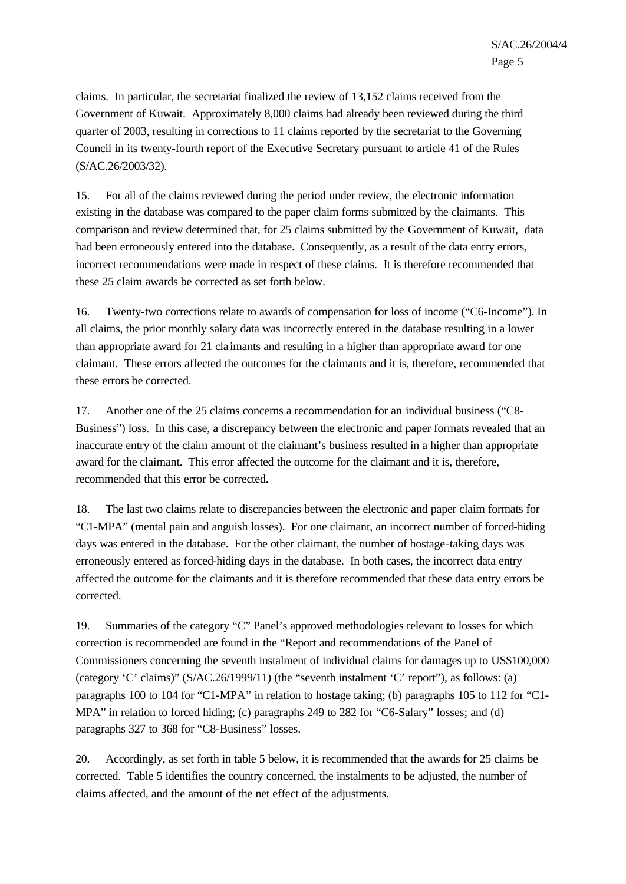claims. In particular, the secretariat finalized the review of 13,152 claims received from the Government of Kuwait. Approximately 8,000 claims had already been reviewed during the third quarter of 2003, resulting in corrections to 11 claims reported by the secretariat to the Governing Council in its twenty-fourth report of the Executive Secretary pursuant to article 41 of the Rules (S/AC.26/2003/32).

15. For all of the claims reviewed during the period under review, the electronic information existing in the database was compared to the paper claim forms submitted by the claimants. This comparison and review determined that, for 25 claims submitted by the Government of Kuwait, data had been erroneously entered into the database. Consequently, as a result of the data entry errors, incorrect recommendations were made in respect of these claims. It is therefore recommended that these 25 claim awards be corrected as set forth below.

16. Twenty-two corrections relate to awards of compensation for loss of income ("C6-Income"). In all claims, the prior monthly salary data was incorrectly entered in the database resulting in a lower than appropriate award for 21 claimants and resulting in a higher than appropriate award for one claimant. These errors affected the outcomes for the claimants and it is, therefore, recommended that these errors be corrected.

17. Another one of the 25 claims concerns a recommendation for an individual business ("C8-Business") loss. In this case, a discrepancy between the electronic and paper formats revealed that an inaccurate entry of the claim amount of the claimant's business resulted in a higher than appropriate award for the claimant. This error affected the outcome for the claimant and it is, therefore, recommended that this error be corrected.

18. The last two claims relate to discrepancies between the electronic and paper claim formats for "C1-MPA" (mental pain and anguish losses). For one claimant, an incorrect number of forced-hiding days was entered in the database. For the other claimant, the number of hostage-taking days was erroneously entered as forced-hiding days in the database. In both cases, the incorrect data entry affected the outcome for the claimants and it is therefore recommended that these data entry errors be corrected.

19. Summaries of the category "C" Panel's approved methodologies relevant to losses for which correction is recommended are found in the "Report and recommendations of the Panel of Commissioners concerning the seventh instalment of individual claims for damages up to US$100,000 (category 'C' claims)" (S/AC.26/1999/11) (the "seventh instalment 'C' report"), as follows: (a) paragraphs 100 to 104 for "C1-MPA" in relation to hostage taking; (b) paragraphs 105 to 112 for "C1-MPA" in relation to forced hiding; (c) paragraphs 249 to 282 for "C6-Salary" losses; and (d) paragraphs 327 to 368 for "C8-Business" losses.

20. Accordingly, as set forth in table 5 below, it is recommended that the awards for 25 claims be corrected. Table 5 identifies the country concerned, the instalments to be adjusted, the number of claims affected, and the amount of the net effect of the adjustments.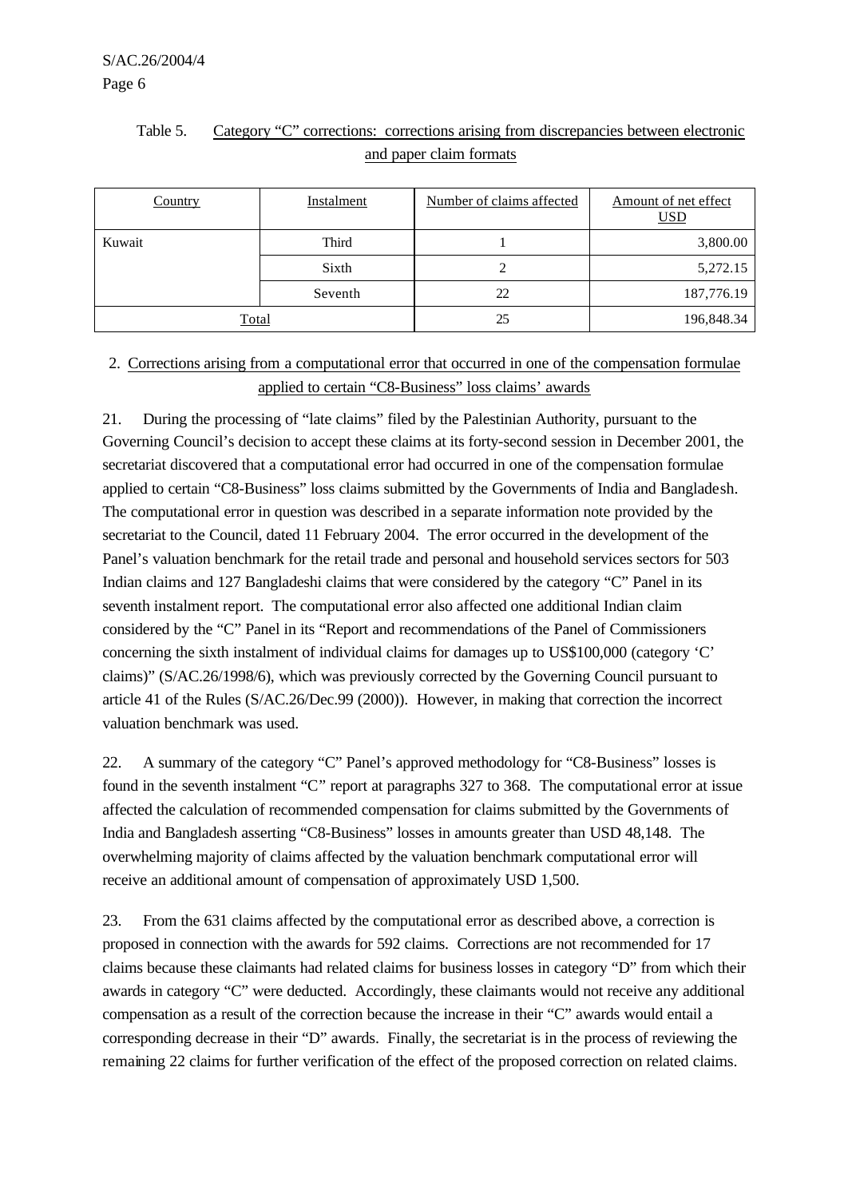Table 5. Category "C" corrections: corrections arising from discrepancies between electronic and paper claim formats

| Country | Instalment | Number of claims affected | Amount of net effect USD |
|---|---|---|---|
| Kuwait | Third | 1 | 3,800.00 |
| | Sixth | 2 | 5,272.15 |
| | Seventh | 22 | 187,776.19 |
| Total | | 25 | 196,848.34 |

## 2. Corrections arising from a computational error that occurred in one of the compensation formulae applied to certain "C8-Business" loss claims' awards

21. During the processing of "late claims" filed by the Palestinian Authority, pursuant to the Governing Council's decision to accept these claims at its forty-second session in December 2001, the secretariat discovered that a computational error had occurred in one of the compensation formulae applied to certain "C8-Business" loss claims submitted by the Governments of India and Bangladesh. The computational error in question was described in a separate information note provided by the secretariat to the Council, dated 11 February 2004. The error occurred in the development of the Panel's valuation benchmark for the retail trade and personal and household services sectors for 503 Indian claims and 127 Bangladeshi claims that were considered by the category "C" Panel in its seventh instalment report. The computational error also affected one additional Indian claim considered by the "C" Panel in its "Report and recommendations of the Panel of Commissioners concerning the sixth instalment of individual claims for damages up to US$100,000 (category 'C' claims)" (S/AC.26/1998/6), which was previously corrected by the Governing Council pursuant to article 41 of the Rules (S/AC.26/Dec.99 (2000)). However, in making that correction the incorrect valuation benchmark was used.

22. A summary of the category "C" Panel's approved methodology for "C8-Business" losses is found in the seventh instalment "C" report at paragraphs 327 to 368. The computational error at issue affected the calculation of recommended compensation for claims submitted by the Governments of India and Bangladesh asserting "C8-Business" losses in amounts greater than USD 48,148. The overwhelming majority of claims affected by the valuation benchmark computational error will receive an additional amount of compensation of approximately USD 1,500.

23. From the 631 claims affected by the computational error as described above, a correction is proposed in connection with the awards for 592 claims. Corrections are not recommended for 17 claims because these claimants had related claims for business losses in category "D" from which their awards in category "C" were deducted. Accordingly, these claimants would not receive any additional compensation as a result of the correction because the increase in their "C" awards would entail a corresponding decrease in their "D" awards. Finally, the secretariat is in the process of reviewing the remaining 22 claims for further verification of the effect of the proposed correction on related claims.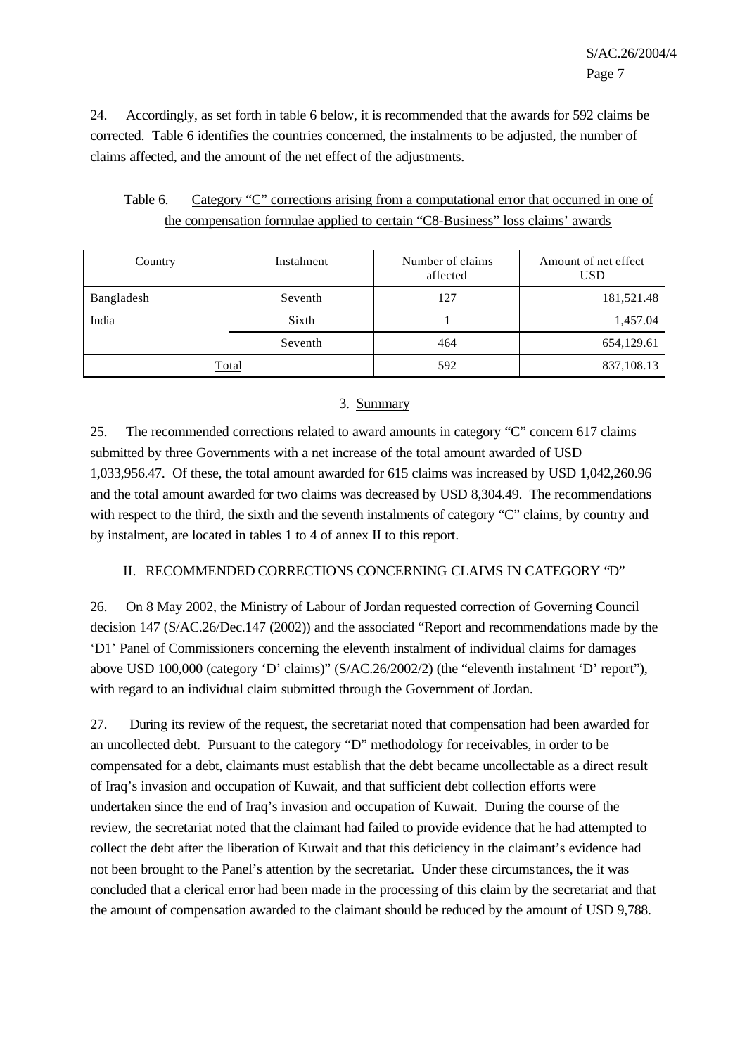24. Accordingly, as set forth in table 6 below, it is recommended that the awards for 592 claims be corrected. Table 6 identifies the countries concerned, the instalments to be adjusted, the number of claims affected, and the amount of the net effect of the adjustments.

Table 6. Category "C" corrections arising from a computational error that occurred in one of the compensation formulae applied to certain "C8-Business" loss claims' awards

| Country | Instalment | Number of claims affected | Amount of net effect USD |
|---|---|---|---|
| Bangladesh | Seventh | 127 | 181,521.48 |
| India | Sixth | 1 | 1,457.04 |
| | Seventh | 464 | 654,129.61 |
| Total | | 592 | 837,108.13 |

### 3. Summary

25. The recommended corrections related to award amounts in category "C" concern 617 claims submitted by three Governments with a net increase of the total amount awarded of USD 1,033,956.47. Of these, the total amount awarded for 615 claims was increased by USD 1,042,260.96 and the total amount awarded for two claims was decreased by USD 8,304.49. The recommendations with respect to the third, the sixth and the seventh instalments of category "C" claims, by country and by instalment, are located in tables 1 to 4 of annex II to this report.

## II. RECOMMENDED CORRECTIONS CONCERNING CLAIMS IN CATEGORY "D"

26. On 8 May 2002, the Ministry of Labour of Jordan requested correction of Governing Council decision 147 (S/AC.26/Dec.147 (2002)) and the associated "Report and recommendations made by the 'D1' Panel of Commissioners concerning the eleventh instalment of individual claims for damages above USD 100,000 (category 'D' claims)" (S/AC.26/2002/2) (the "eleventh instalment 'D' report"), with regard to an individual claim submitted through the Government of Jordan.

27. During its review of the request, the secretariat noted that compensation had been awarded for an uncollected debt. Pursuant to the category "D" methodology for receivables, in order to be compensated for a debt, claimants must establish that the debt became uncollectable as a direct result of Iraq's invasion and occupation of Kuwait, and that sufficient debt collection efforts were undertaken since the end of Iraq's invasion and occupation of Kuwait. During the course of the review, the secretariat noted that the claimant had failed to provide evidence that he had attempted to collect the debt after the liberation of Kuwait and that this deficiency in the claimant's evidence had not been brought to the Panel's attention by the secretariat. Under these circumstances, the it was concluded that a clerical error had been made in the processing of this claim by the secretariat and that the amount of compensation awarded to the claimant should be reduced by the amount of USD 9,788.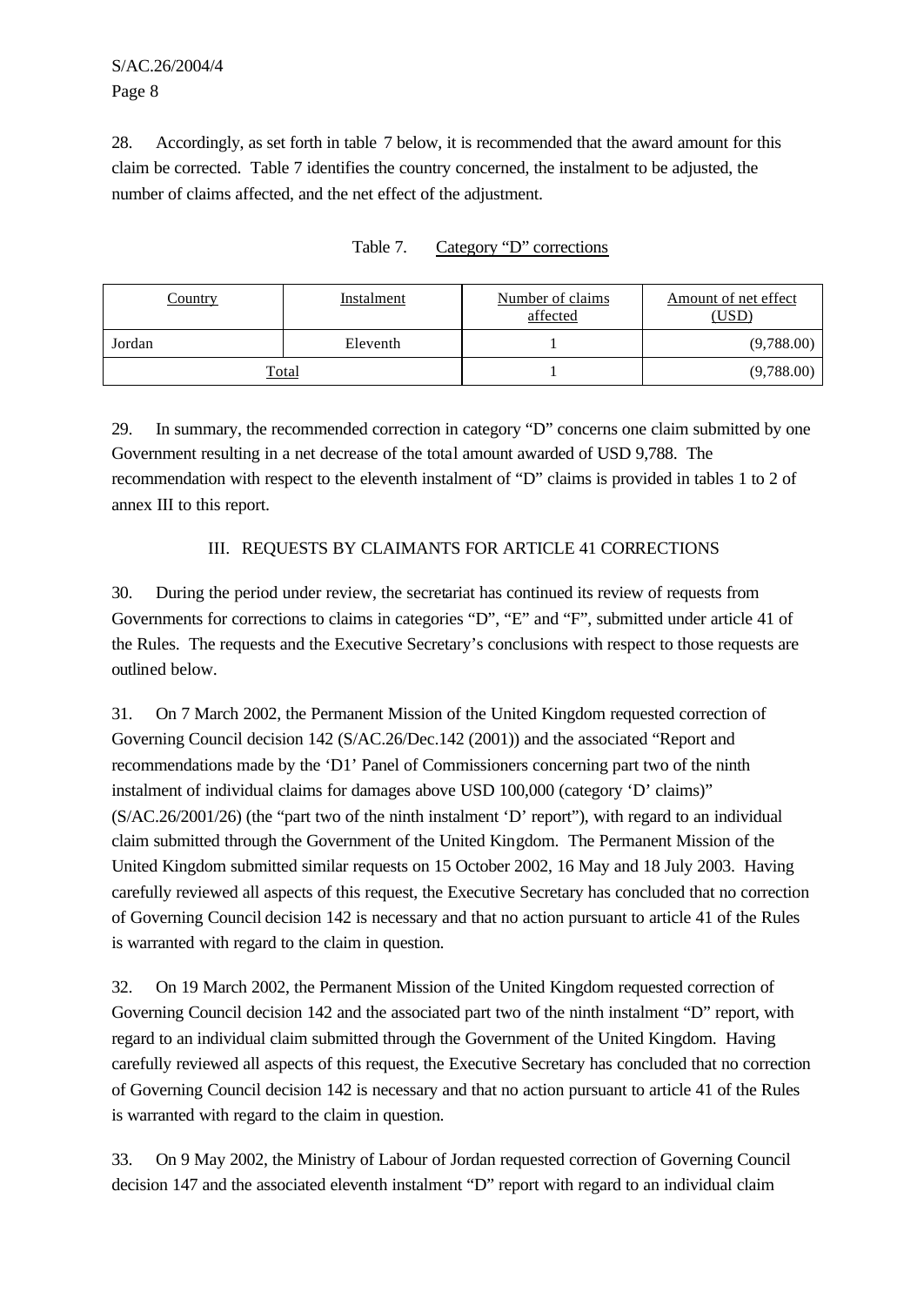28. Accordingly, as set forth in table 7 below, it is recommended that the award amount for this claim be corrected. Table 7 identifies the country concerned, the instalment to be adjusted, the number of claims affected, and the net effect of the adjustment.

Table 7. Category "D" corrections

| Country | Instalment | Number of claims affected | Amount of net effect (USD) |
|---|---|---|---|
| Jordan | Eleventh | 1 | (9,788.00) |
| Total | | 1 | (9,788.00) |

29. In summary, the recommended correction in category "D" concerns one claim submitted by one Government resulting in a net decrease of the total amount awarded of USD 9,788. The recommendation with respect to the eleventh instalment of "D" claims is provided in tables 1 to 2 of annex III to this report.

## III. REQUESTS BY CLAIMANTS FOR ARTICLE 41 CORRECTIONS

30. During the period under review, the secretariat has continued its review of requests from Governments for corrections to claims in categories "D", "E" and "F", submitted under article 41 of the Rules. The requests and the Executive Secretary's conclusions with respect to those requests are outlined below.

31. On 7 March 2002, the Permanent Mission of the United Kingdom requested correction of Governing Council decision 142 (S/AC.26/Dec.142 (2001)) and the associated "Report and recommendations made by the 'D1' Panel of Commissioners concerning part two of the ninth instalment of individual claims for damages above USD 100,000 (category 'D' claims)" (S/AC.26/2001/26) (the "part two of the ninth instalment 'D' report"), with regard to an individual claim submitted through the Government of the United Kingdom. The Permanent Mission of the United Kingdom submitted similar requests on 15 October 2002, 16 May and 18 July 2003. Having carefully reviewed all aspects of this request, the Executive Secretary has concluded that no correction of Governing Council decision 142 is necessary and that no action pursuant to article 41 of the Rules is warranted with regard to the claim in question.

32. On 19 March 2002, the Permanent Mission of the United Kingdom requested correction of Governing Council decision 142 and the associated part two of the ninth instalment "D" report, with regard to an individual claim submitted through the Government of the United Kingdom. Having carefully reviewed all aspects of this request, the Executive Secretary has concluded that no correction of Governing Council decision 142 is necessary and that no action pursuant to article 41 of the Rules is warranted with regard to the claim in question.

33. On 9 May 2002, the Ministry of Labour of Jordan requested correction of Governing Council decision 147 and the associated eleventh instalment "D" report with regard to an individual claim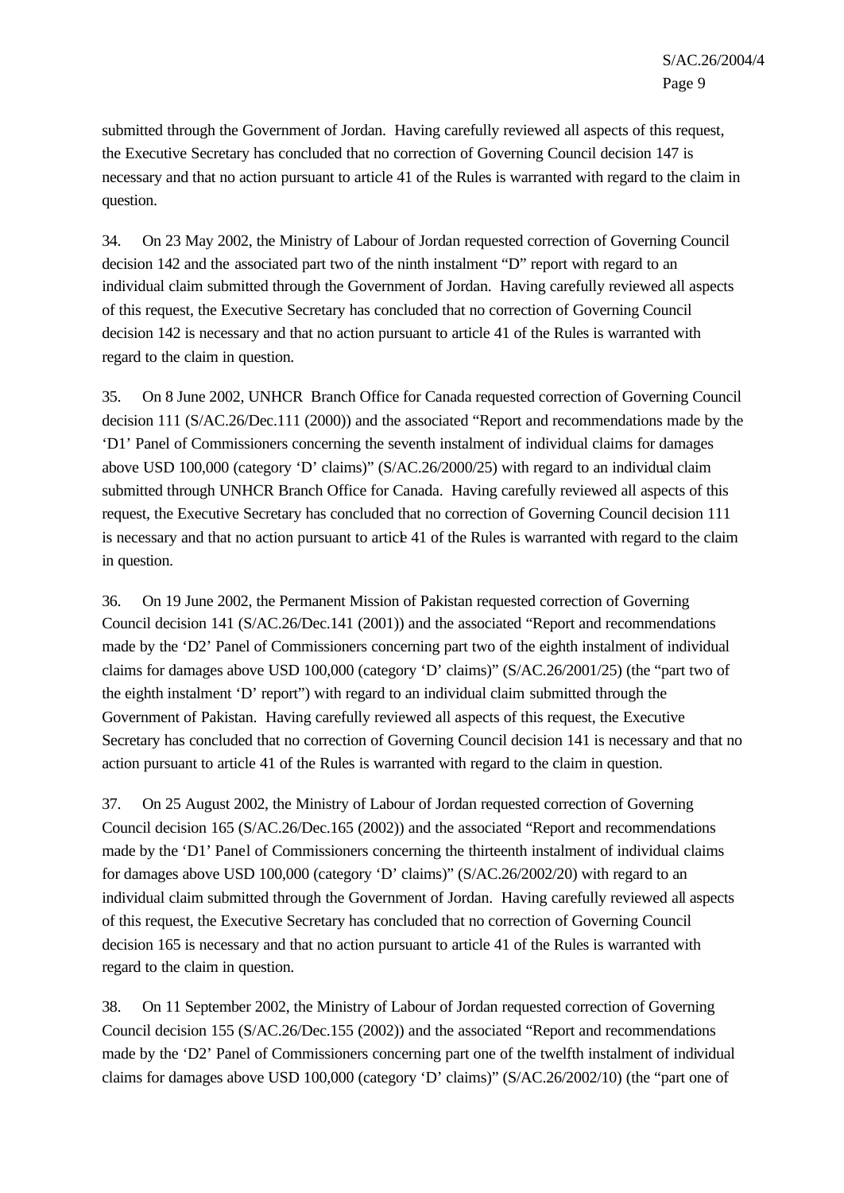submitted through the Government of Jordan. Having carefully reviewed all aspects of this request, the Executive Secretary has concluded that no correction of Governing Council decision 147 is necessary and that no action pursuant to article 41 of the Rules is warranted with regard to the claim in question.

34. On 23 May 2002, the Ministry of Labour of Jordan requested correction of Governing Council decision 142 and the associated part two of the ninth instalment "D" report with regard to an individual claim submitted through the Government of Jordan. Having carefully reviewed all aspects of this request, the Executive Secretary has concluded that no correction of Governing Council decision 142 is necessary and that no action pursuant to article 41 of the Rules is warranted with regard to the claim in question.

35. On 8 June 2002, UNHCR Branch Office for Canada requested correction of Governing Council decision 111 (S/AC.26/Dec.111 (2000)) and the associated "Report and recommendations made by the 'D1' Panel of Commissioners concerning the seventh instalment of individual claims for damages above USD 100,000 (category 'D' claims)" (S/AC.26/2000/25) with regard to an individual claim submitted through UNHCR Branch Office for Canada. Having carefully reviewed all aspects of this request, the Executive Secretary has concluded that no correction of Governing Council decision 111 is necessary and that no action pursuant to article 41 of the Rules is warranted with regard to the claim in question.

36. On 19 June 2002, the Permanent Mission of Pakistan requested correction of Governing Council decision 141 (S/AC.26/Dec.141 (2001)) and the associated "Report and recommendations made by the 'D2' Panel of Commissioners concerning part two of the eighth instalment of individual claims for damages above USD 100,000 (category 'D' claims)" (S/AC.26/2001/25) (the "part two of the eighth instalment 'D' report") with regard to an individual claim submitted through the Government of Pakistan. Having carefully reviewed all aspects of this request, the Executive Secretary has concluded that no correction of Governing Council decision 141 is necessary and that no action pursuant to article 41 of the Rules is warranted with regard to the claim in question.

37. On 25 August 2002, the Ministry of Labour of Jordan requested correction of Governing Council decision 165 (S/AC.26/Dec.165 (2002)) and the associated "Report and recommendations made by the 'D1' Panel of Commissioners concerning the thirteenth instalment of individual claims for damages above USD 100,000 (category 'D' claims)" (S/AC.26/2002/20) with regard to an individual claim submitted through the Government of Jordan. Having carefully reviewed all aspects of this request, the Executive Secretary has concluded that no correction of Governing Council decision 165 is necessary and that no action pursuant to article 41 of the Rules is warranted with regard to the claim in question.

38. On 11 September 2002, the Ministry of Labour of Jordan requested correction of Governing Council decision 155 (S/AC.26/Dec.155 (2002)) and the associated "Report and recommendations made by the 'D2' Panel of Commissioners concerning part one of the twelfth instalment of individual claims for damages above USD 100,000 (category 'D' claims)" (S/AC.26/2002/10) (the "part one of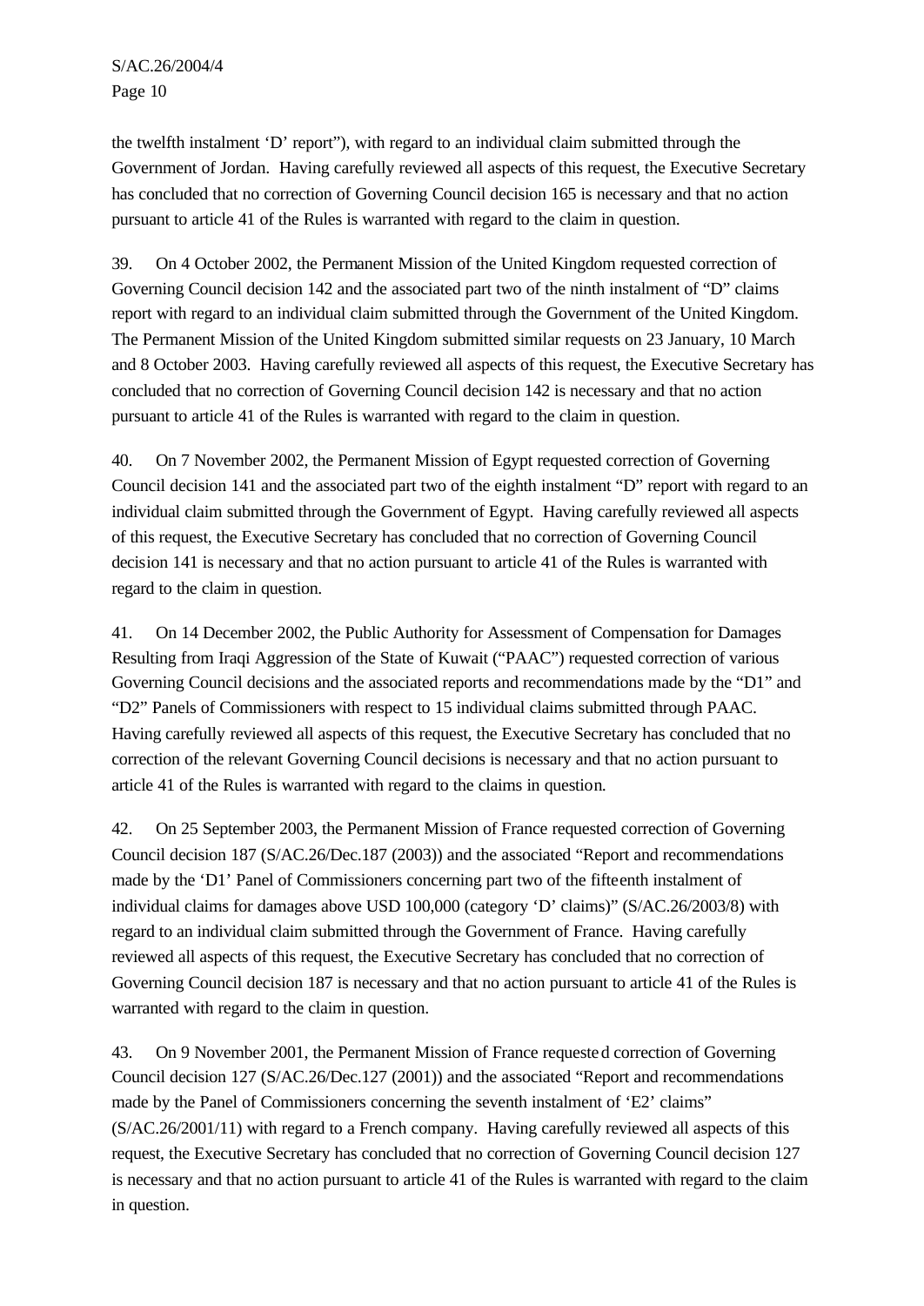the twelfth instalment 'D' report"), with regard to an individual claim submitted through the Government of Jordan. Having carefully reviewed all aspects of this request, the Executive Secretary has concluded that no correction of Governing Council decision 165 is necessary and that no action pursuant to article 41 of the Rules is warranted with regard to the claim in question.

39. On 4 October 2002, the Permanent Mission of the United Kingdom requested correction of Governing Council decision 142 and the associated part two of the ninth instalment of "D" claims report with regard to an individual claim submitted through the Government of the United Kingdom. The Permanent Mission of the United Kingdom submitted similar requests on 23 January, 10 March and 8 October 2003. Having carefully reviewed all aspects of this request, the Executive Secretary has concluded that no correction of Governing Council decision 142 is necessary and that no action pursuant to article 41 of the Rules is warranted with regard to the claim in question.

40. On 7 November 2002, the Permanent Mission of Egypt requested correction of Governing Council decision 141 and the associated part two of the eighth instalment "D" report with regard to an individual claim submitted through the Government of Egypt. Having carefully reviewed all aspects of this request, the Executive Secretary has concluded that no correction of Governing Council decision 141 is necessary and that no action pursuant to article 41 of the Rules is warranted with regard to the claim in question.

41. On 14 December 2002, the Public Authority for Assessment of Compensation for Damages Resulting from Iraqi Aggression of the State of Kuwait ("PAAC") requested correction of various Governing Council decisions and the associated reports and recommendations made by the "D1" and "D2" Panels of Commissioners with respect to 15 individual claims submitted through PAAC. Having carefully reviewed all aspects of this request, the Executive Secretary has concluded that no correction of the relevant Governing Council decisions is necessary and that no action pursuant to article 41 of the Rules is warranted with regard to the claims in question.

42. On 25 September 2003, the Permanent Mission of France requested correction of Governing Council decision 187 (S/AC.26/Dec.187 (2003)) and the associated "Report and recommendations made by the 'D1' Panel of Commissioners concerning part two of the fifteenth instalment of individual claims for damages above USD 100,000 (category 'D' claims)" (S/AC.26/2003/8) with regard to an individual claim submitted through the Government of France. Having carefully reviewed all aspects of this request, the Executive Secretary has concluded that no correction of Governing Council decision 187 is necessary and that no action pursuant to article 41 of the Rules is warranted with regard to the claim in question.

43. On 9 November 2001, the Permanent Mission of France requested correction of Governing Council decision 127 (S/AC.26/Dec.127 (2001)) and the associated "Report and recommendations made by the Panel of Commissioners concerning the seventh instalment of 'E2' claims" (S/AC.26/2001/11) with regard to a French company. Having carefully reviewed all aspects of this request, the Executive Secretary has concluded that no correction of Governing Council decision 127 is necessary and that no action pursuant to article 41 of the Rules is warranted with regard to the claim in question.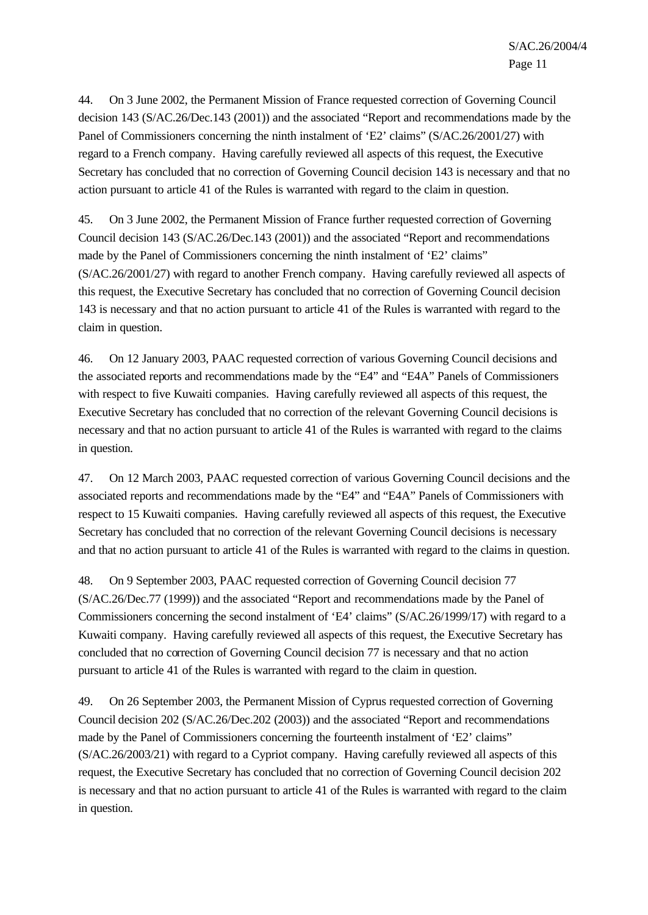44. On 3 June 2002, the Permanent Mission of France requested correction of Governing Council decision 143 (S/AC.26/Dec.143 (2001)) and the associated “Report and recommendations made by the Panel of Commissioners concerning the ninth instalment of ‘E2’ claims” (S/AC.26/2001/27) with regard to a French company. Having carefully reviewed all aspects of this request, the Executive Secretary has concluded that no correction of Governing Council decision 143 is necessary and that no action pursuant to article 41 of the Rules is warranted with regard to the claim in question.

45. On 3 June 2002, the Permanent Mission of France further requested correction of Governing Council decision 143 (S/AC.26/Dec.143 (2001)) and the associated “Report and recommendations made by the Panel of Commissioners concerning the ninth instalment of ‘E2’ claims” (S/AC.26/2001/27) with regard to another French company. Having carefully reviewed all aspects of this request, the Executive Secretary has concluded that no correction of Governing Council decision 143 is necessary and that no action pursuant to article 41 of the Rules is warranted with regard to the claim in question.

46. On 12 January 2003, PAAC requested correction of various Governing Council decisions and the associated reports and recommendations made by the “E4” and “E4A” Panels of Commissioners with respect to five Kuwaiti companies. Having carefully reviewed all aspects of this request, the Executive Secretary has concluded that no correction of the relevant Governing Council decisions is necessary and that no action pursuant to article 41 of the Rules is warranted with regard to the claims in question.

47. On 12 March 2003, PAAC requested correction of various Governing Council decisions and the associated reports and recommendations made by the “E4” and “E4A” Panels of Commissioners with respect to 15 Kuwaiti companies. Having carefully reviewed all aspects of this request, the Executive Secretary has concluded that no correction of the relevant Governing Council decisions is necessary and that no action pursuant to article 41 of the Rules is warranted with regard to the claims in question.

48. On 9 September 2003, PAAC requested correction of Governing Council decision 77 (S/AC.26/Dec.77 (1999)) and the associated “Report and recommendations made by the Panel of Commissioners concerning the second instalment of ‘E4’ claims” (S/AC.26/1999/17) with regard to a Kuwaiti company. Having carefully reviewed all aspects of this request, the Executive Secretary has concluded that no correction of Governing Council decision 77 is necessary and that no action pursuant to article 41 of the Rules is warranted with regard to the claim in question.

49. On 26 September 2003, the Permanent Mission of Cyprus requested correction of Governing Council decision 202 (S/AC.26/Dec.202 (2003)) and the associated “Report and recommendations made by the Panel of Commissioners concerning the fourteenth instalment of ‘E2’ claims” (S/AC.26/2003/21) with regard to a Cypriot company. Having carefully reviewed all aspects of this request, the Executive Secretary has concluded that no correction of Governing Council decision 202 is necessary and that no action pursuant to article 41 of the Rules is warranted with regard to the claim in question.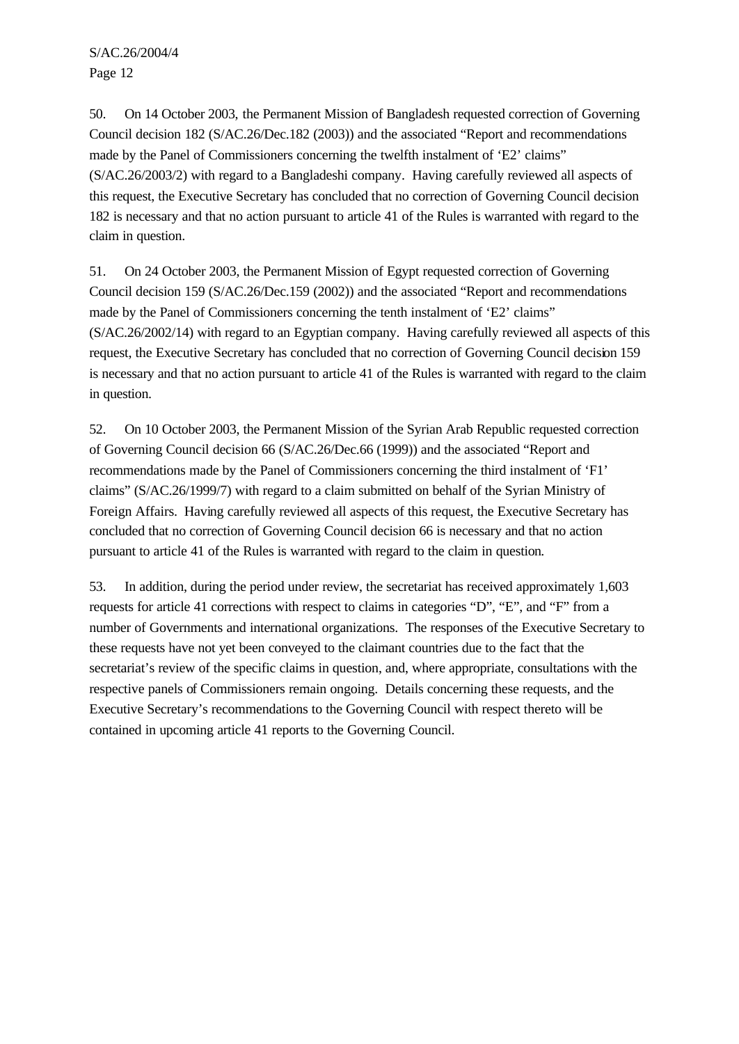50. On 14 October 2003, the Permanent Mission of Bangladesh requested correction of Governing Council decision 182 (S/AC.26/Dec.182 (2003)) and the associated "Report and recommendations made by the Panel of Commissioners concerning the twelfth instalment of 'E2' claims" (S/AC.26/2003/2) with regard to a Bangladeshi company. Having carefully reviewed all aspects of this request, the Executive Secretary has concluded that no correction of Governing Council decision 182 is necessary and that no action pursuant to article 41 of the Rules is warranted with regard to the claim in question.

51. On 24 October 2003, the Permanent Mission of Egypt requested correction of Governing Council decision 159 (S/AC.26/Dec.159 (2002)) and the associated "Report and recommendations made by the Panel of Commissioners concerning the tenth instalment of 'E2' claims" (S/AC.26/2002/14) with regard to an Egyptian company. Having carefully reviewed all aspects of this request, the Executive Secretary has concluded that no correction of Governing Council decision 159 is necessary and that no action pursuant to article 41 of the Rules is warranted with regard to the claim in question.

52. On 10 October 2003, the Permanent Mission of the Syrian Arab Republic requested correction of Governing Council decision 66 (S/AC.26/Dec.66 (1999)) and the associated "Report and recommendations made by the Panel of Commissioners concerning the third instalment of 'F1' claims" (S/AC.26/1999/7) with regard to a claim submitted on behalf of the Syrian Ministry of Foreign Affairs. Having carefully reviewed all aspects of this request, the Executive Secretary has concluded that no correction of Governing Council decision 66 is necessary and that no action pursuant to article 41 of the Rules is warranted with regard to the claim in question.

53. In addition, during the period under review, the secretariat has received approximately 1,603 requests for article 41 corrections with respect to claims in categories "D", "E", and "F" from a number of Governments and international organizations. The responses of the Executive Secretary to these requests have not yet been conveyed to the claimant countries due to the fact that the secretariat's review of the specific claims in question, and, where appropriate, consultations with the respective panels of Commissioners remain ongoing. Details concerning these requests, and the Executive Secretary's recommendations to the Governing Council with respect thereto will be contained in upcoming article 41 reports to the Governing Council.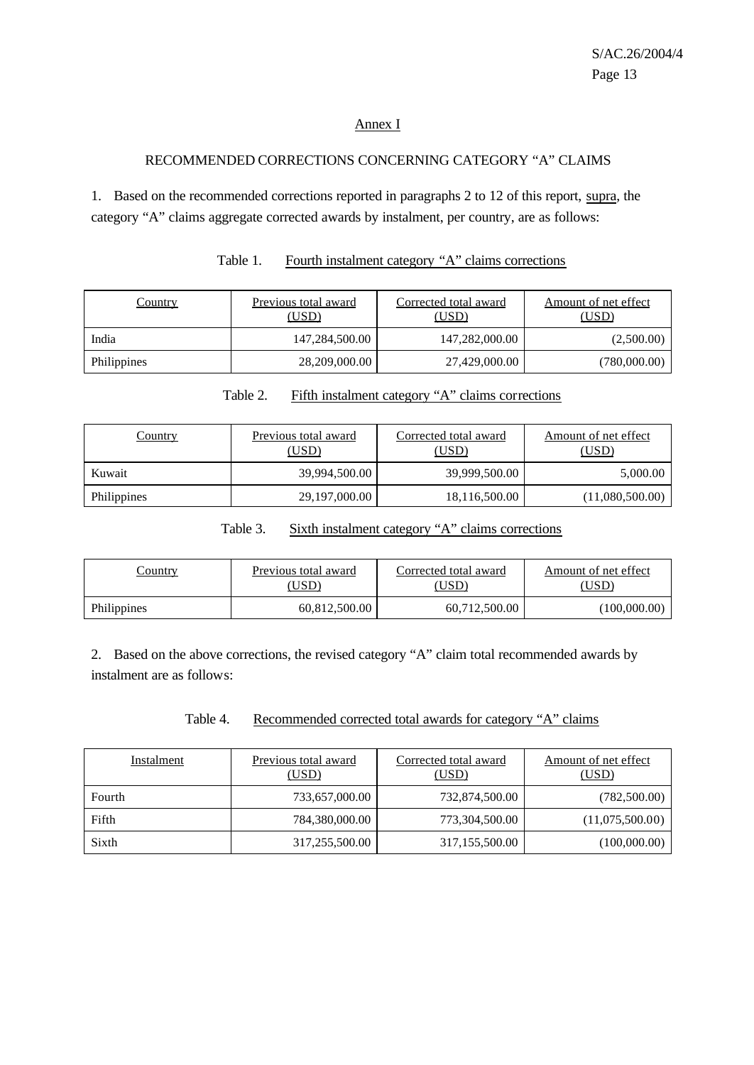## Annex I

### RECOMMENDED CORRECTIONS CONCERNING CATEGORY "A" CLAIMS

1. Based on the recommended corrections reported in paragraphs 2 to 12 of this report, supra, the category "A" claims aggregate corrected awards by instalment, per country, are as follows:

Table 1. Fourth instalment category "A" claims corrections

| Country | Previous total award (USD) | Corrected total award (USD) | Amount of net effect (USD) |
|---|---|---|---|
| India | 147,284,500.00 | 147,282,000.00 | (2,500.00) |
| Philippines | 28,209,000.00 | 27,429,000.00 | (780,000.00) |

Table 2. Fifth instalment category "A" claims corrections

| Country | Previous total award (USD) | Corrected total award (USD) | Amount of net effect (USD) |
|---|---|---|---|
| Kuwait | 39,994,500.00 | 39,999,500.00 | 5,000.00 |
| Philippines | 29,197,000.00 | 18,116,500.00 | (11,080,500.00) |

Table 3. Sixth instalment category "A" claims corrections

| Country | Previous total award (USD) | Corrected total award (USD) | Amount of net effect (USD) |
|---|---|---|---|
| Philippines | 60,812,500.00 | 60,712,500.00 | (100,000.00) |

2. Based on the above corrections, the revised category "A" claim total recommended awards by instalment are as follows:

Table 4. Recommended corrected total awards for category "A" claims

| Instalment | Previous total award (USD) | Corrected total award (USD) | Amount of net effect (USD) |
|---|---|---|---|
| Fourth | 733,657,000.00 | 732,874,500.00 | (782,500.00) |
| Fifth | 784,380,000.00 | 773,304,500.00 | (11,075,500.00) |
| Sixth | 317,255,500.00 | 317,155,500.00 | (100,000.00) |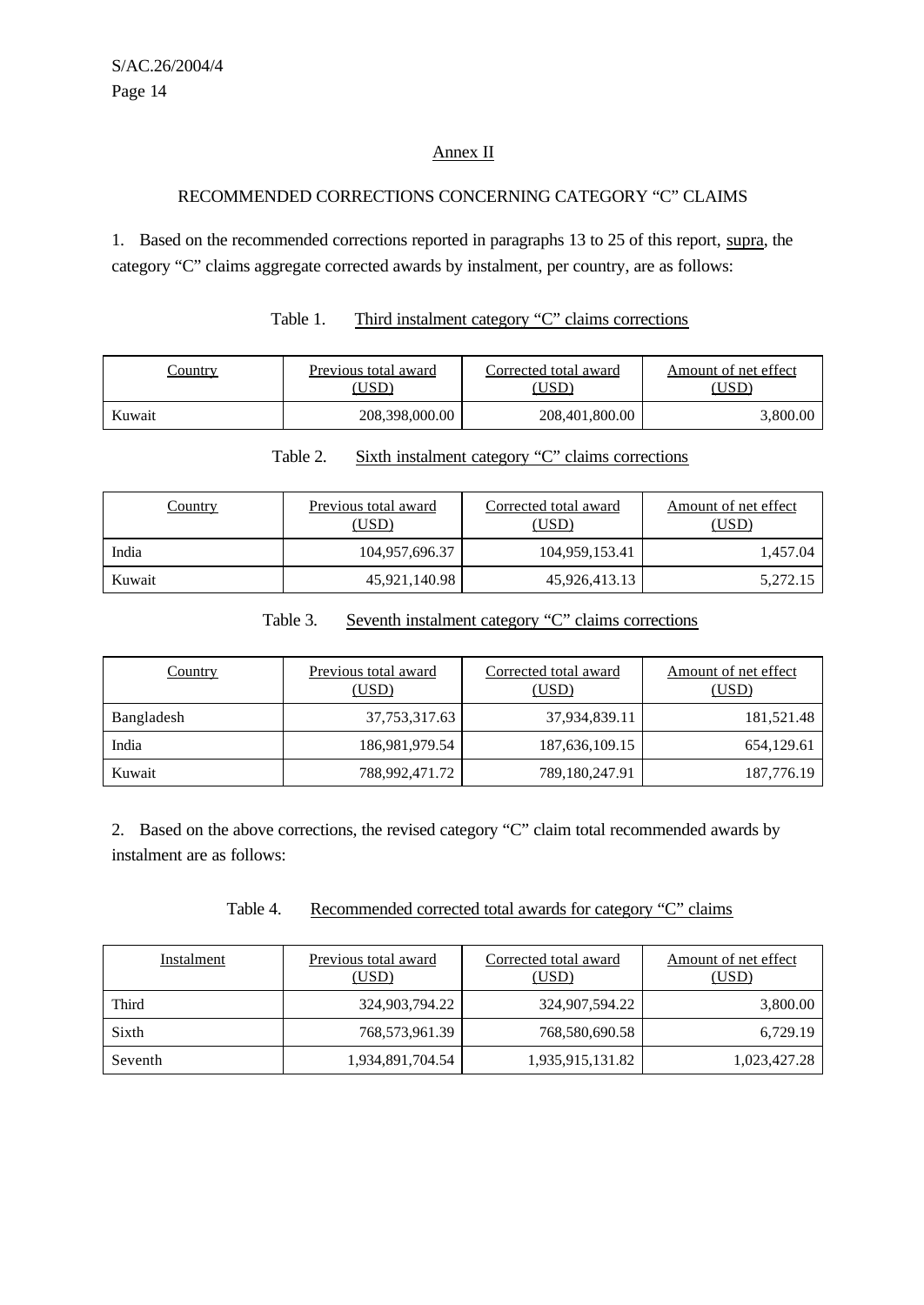## Annex II

### RECOMMENDED CORRECTIONS CONCERNING CATEGORY "C" CLAIMS

1. Based on the recommended corrections reported in paragraphs 13 to 25 of this report, supra, the category "C" claims aggregate corrected awards by instalment, per country, are as follows:

Table 1. Third instalment category "C" claims corrections

| Country | Previous total award (USD) | Corrected total award (USD) | Amount of net effect (USD) |
|---|---|---|---|
| Kuwait | 208,398,000.00 | 208,401,800.00 | 3,800.00 |

Table 2. Sixth instalment category "C" claims corrections

| Country | Previous total award (USD) | Corrected total award (USD) | Amount of net effect (USD) |
|---|---|---|---|
| India | 104,957,696.37 | 104,959,153.41 | 1,457.04 |
| Kuwait | 45,921,140.98 | 45,926,413.13 | 5,272.15 |

Table 3. Seventh instalment category "C" claims corrections

| Country | Previous total award (USD) | Corrected total award (USD) | Amount of net effect (USD) |
|---|---|---|---|
| Bangladesh | 37,753,317.63 | 37,934,839.11 | 181,521.48 |
| India | 186,981,979.54 | 187,636,109.15 | 654,129.61 |
| Kuwait | 788,992,471.72 | 789,180,247.91 | 187,776.19 |

2. Based on the above corrections, the revised category "C" claim total recommended awards by instalment are as follows:

Table 4. Recommended corrected total awards for category "C" claims

| Instalment | Previous total award (USD) | Corrected total award (USD) | Amount of net effect (USD) |
|---|---|---|---|
| Third | 324,903,794.22 | 324,907,594.22 | 3,800.00 |
| Sixth | 768,573,961.39 | 768,580,690.58 | 6,729.19 |
| Seventh | 1,934,891,704.54 | 1,935,915,131.82 | 1,023,427.28 |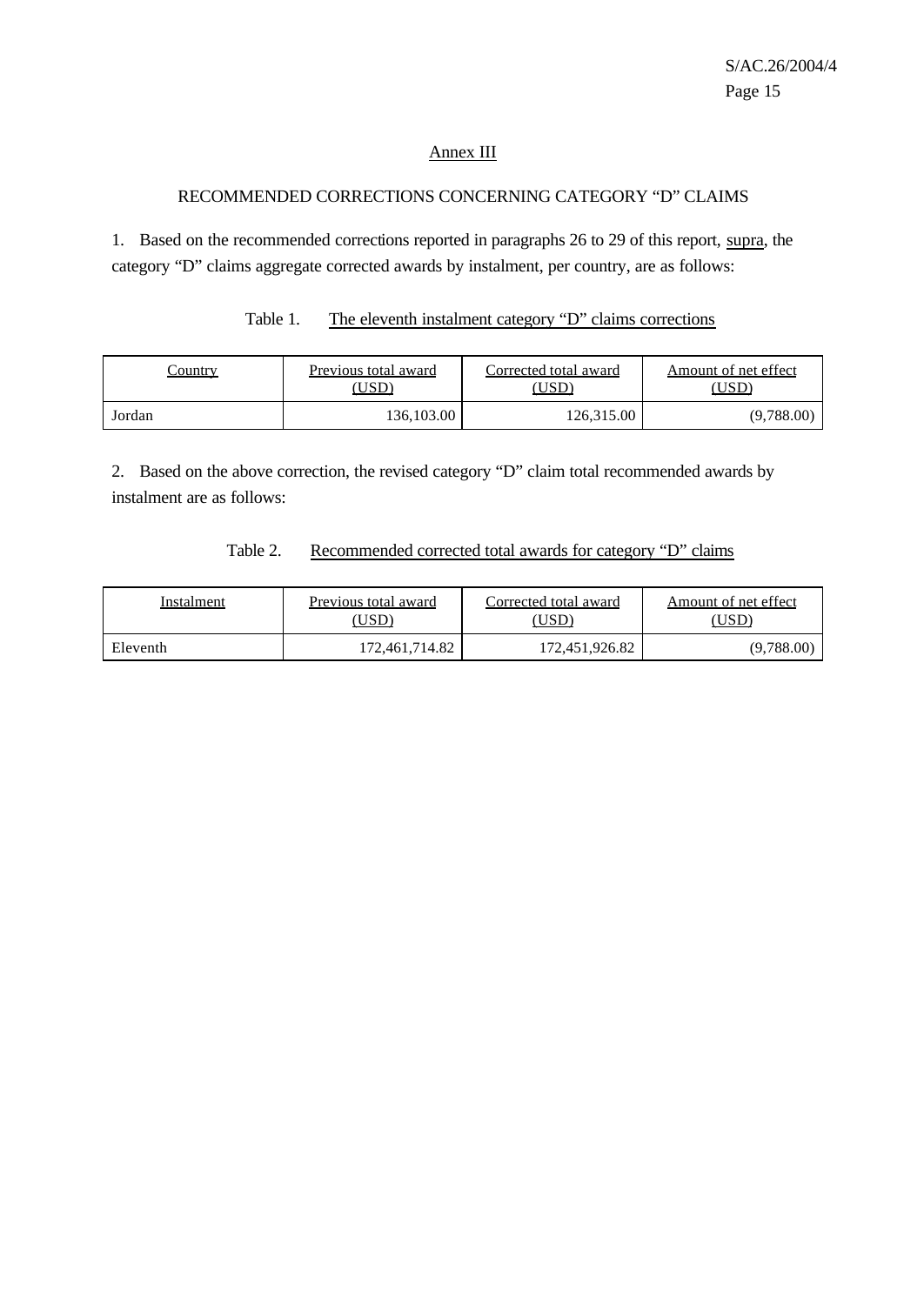## Annex III

### RECOMMENDED CORRECTIONS CONCERNING CATEGORY "D" CLAIMS

1. Based on the recommended corrections reported in paragraphs 26 to 29 of this report, supra, the category "D" claims aggregate corrected awards by instalment, per country, are as follows:

Table 1. The eleventh instalment category "D" claims corrections

| Country | Previous total award (USD) | Corrected total award (USD) | Amount of net effect (USD) |
|---|---|---|---|
| Jordan | 136,103.00 | 126,315.00 | (9,788.00) |

2. Based on the above correction, the revised category "D" claim total recommended awards by instalment are as follows:

Table 2. Recommended corrected total awards for category "D" claims

| Instalment | Previous total award (USD) | Corrected total award (USD) | Amount of net effect (USD) |
|---|---|---|---|
| Eleventh | 172,461,714.82 | 172,451,926.82 | (9,788.00) |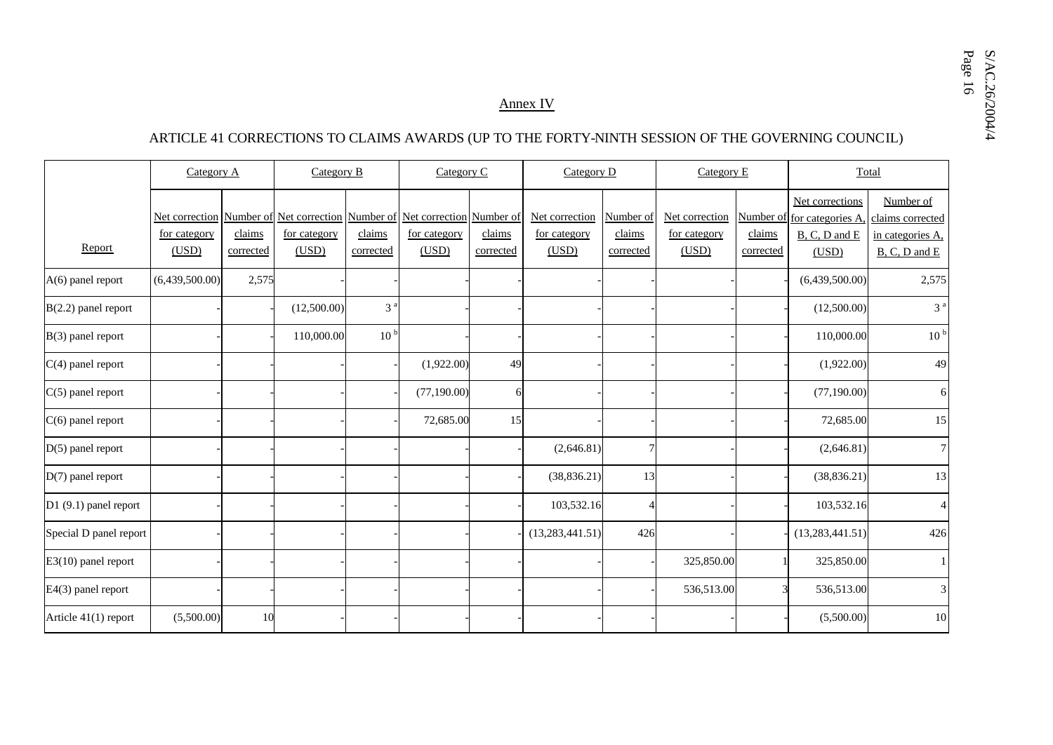## Annex IV

ARTICLE 41 CORRECTIONS TO CLAIMS AWARDS (UP TO THE FORTY-NINTH SESSION OF THE GOVERNING COUNCIL)

| | Category A | | Category B | | Category C | | Category D | | Category E | | Total | |
|---|---|---|---|---|---|---|---|---|---|---|---|---|
| Report | Net correction for category (USD) | Number of claims corrected | Net correction for category (USD) | Number of claims corrected | Net correction for category (USD) | Number of claims corrected | Net correction for category (USD) | Number of claims corrected | Net correction for category (USD) | Number of claims corrected | Net corrections for categories A, B, C, D and E (USD) | Number of claims corrected in categories A, B, C, D and E |
| A(6) panel report | (6,439,500.00) | 2,575 | - | - | - | - | - | - | - | - | (6,439,500.00) | 2,575 |
| B(2.2) panel report | - | - | (12,500.00) | 3 [a] | - | - | - | - | - | - | (12,500.00) | 3 [a] |
| B(3) panel report | - | - | 110,000.00 | 10 [b] | - | - | - | - | - | - | 110,000.00 | 10 [b] |
| C(4) panel report | - | - | - | - | (1,922.00) | 49 | - | - | - | - | (1,922.00) | 49 |
| C(5) panel report | - | - | - | - | (77,190.00) | 6 | - | - | - | - | (77,190.00) | 6 |
| C(6) panel report | - | - | - | - | 72,685.00 | 15 | - | - | - | - | 72,685.00 | 15 |
| D(5) panel report | - | - | - | - | - | - | (2,646.81) | 7 | - | - | (2,646.81) | 7 |
| D(7) panel report | - | - | - | - | - | - | (38,836.21) | 13 | - | - | (38,836.21) | 13 |
| D1 (9.1) panel report | - | - | - | - | - | - | 103,532.16 | 4 | - | - | 103,532.16 | 4 |
| Special D panel report | - | - | - | - | - | - | (13,283,441.51) | 426 | - | - | (13,283,441.51) | 426 |
| E3(10) panel report | - | - | - | - | - | - | - | - | 325,850.00 | 1 | 325,850.00 | 1 |
| E4(3) panel report | - | - | - | - | - | - | - | - | 536,513.00 | 3 | 536,513.00 | 3 |
| Article 41(1) report | (5,500.00) | 10 | - | - | - | - | - | - | - | - | (5,500.00) | 10 |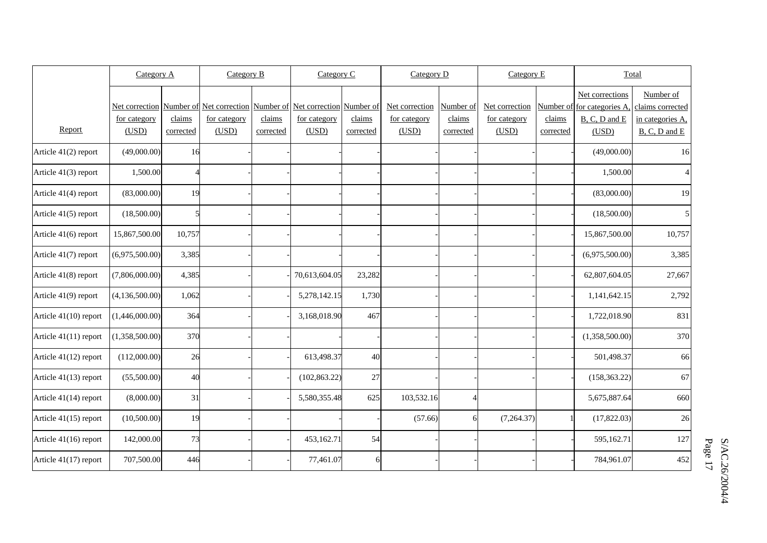| Report | Category A | | Category B | | Category C | | Category D | | Category E | | Total | |
|---|---|---|---|---|---|---|---|---|---|---|---|---|
| | Net correction for category (USD) | Number of claims corrected | Net correction for category (USD) | Number of claims corrected | Net correction for category (USD) | Number of claims corrected | Net correction for category (USD) | Number of claims corrected | Net correction for category (USD) | Number of claims corrected | Net corrections for categories A, B, C, D and E (USD) | Number of claims corrected in categories A, B, C, D and E |
| Article 41(2) report | (49,000.00) | 16 | - | - | - | - | - | - | - | - | (49,000.00) | 16 |
| Article 41(3) report | 1,500.00 | 4 | - | - | - | - | - | - | - | - | 1,500.00 | 4 |
| Article 41(4) report | (83,000.00) | 19 | - | - | - | - | - | - | - | - | (83,000.00) | 19 |
| Article 41(5) report | (18,500.00) | 5 | - | - | - | - | - | - | - | - | (18,500.00) | 5 |
| Article 41(6) report | 15,867,500.00 | 10,757 | - | - | - | - | - | - | - | - | 15,867,500.00 | 10,757 |
| Article 41(7) report | (6,975,500.00) | 3,385 | - | - | - | - | - | - | - | - | (6,975,500.00) | 3,385 |
| Article 41(8) report | (7,806,000.00) | 4,385 | - | - | 70,613,604.05 | 23,282 | - | - | - | - | 62,807,604.05 | 27,667 |
| Article 41(9) report | (4,136,500.00) | 1,062 | - | - | 5,278,142.15 | 1,730 | - | - | - | - | 1,141,642.15 | 2,792 |
| Article 41(10) report | (1,446,000.00) | 364 | - | - | 3,168,018.90 | 467 | - | - | - | - | 1,722,018.90 | 831 |
| Article 41(11) report | (1,358,500.00) | 370 | - | - | - | - | - | - | - | - | (1,358,500.00) | 370 |
| Article 41(12) report | (112,000.00) | 26 | - | - | 613,498.37 | 40 | - | - | - | - | 501,498.37 | 66 |
| Article 41(13) report | (55,500.00) | 40 | - | - | (102,863.22) | 27 | - | - | - | - | (158,363.22) | 67 |
| Article 41(14) report | (8,000.00) | 31 | - | - | 5,580,355.48 | 625 | 103,532.16 | 4 | | | 5,675,887.64 | 660 |
| Article 41(15) report | (10,500.00) | 19 | - | - | - | - | (57.66) | 6 | (7,264.37) | 1 | (17,822.03) | 26 |
| Article 41(16) report | 142,000.00 | 73 | - | - | 453,162.71 | 54 | - | - | - | - | 595,162.71 | 127 |
| Article 41(17) report | 707,500.00 | 446 | - | - | 77,461.07 | 6 | - | - | - | - | 784,961.07 | 452 |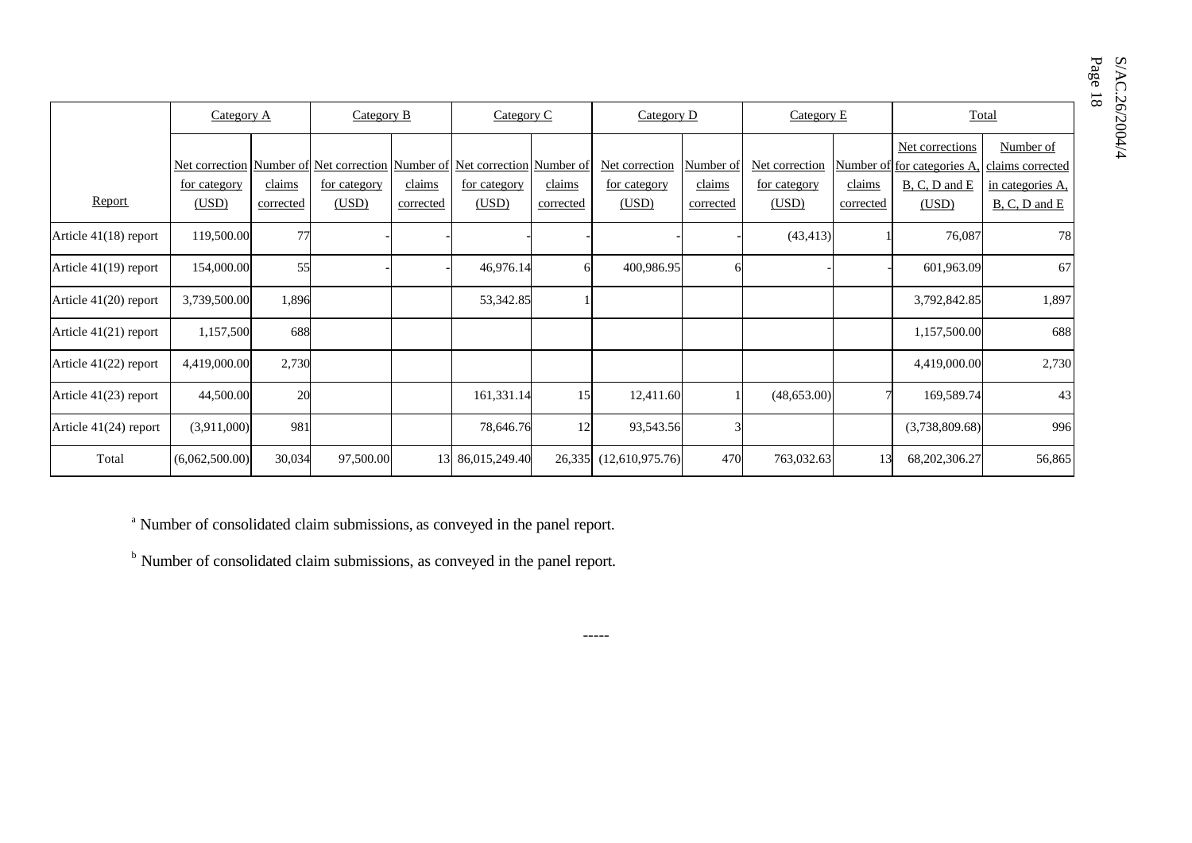| | Category A | | Category B | | Category C | | Category D | | Category E | | Total | |
|---|---|---|---|---|---|---|---|---|---|---|---|---|
| Report | Net correction for category (USD) | Number of claims corrected | Net correction for category (USD) | Number of claims corrected | Net correction for category (USD) | Number of claims corrected | Net correction for category (USD) | Number of claims corrected | Net correction for category (USD) | Number of claims corrected | Net corrections for categories A, B, C, D and E (USD) | Number of claims corrected in categories A, B, C, D and E |
| Article 41(18) report | 119,500.00 | 77 | - | - | - | - | - | - | (43,413) | 1 | 76,087 | 78 |
| Article 41(19) report | 154,000.00 | 55 | - | - | 46,976.14 | 6 | 400,986.95 | 6 | - | - | 601,963.09 | 67 |
| Article 41(20) report | 3,739,500.00 | 1,896 | | | 53,342.85 | 1 | | | | | 3,792,842.85 | 1,897 |
| Article 41(21) report | 1,157,500 | 688 | | | | | | | | | 1,157,500.00 | 688 |
| Article 41(22) report | 4,419,000.00 | 2,730 | | | | | | | | | 4,419,000.00 | 2,730 |
| Article 41(23) report | 44,500.00 | 20 | | | 161,331.14 | 15 | 12,411.60 | 1 | (48,653.00) | 7 | 169,589.74 | 43 |
| Article 41(24) report | (3,911,000) | 981 | | | 78,646.76 | 12 | 93,543.56 | 3 | | | (3,738,809.68) | 996 |
| Total | (6,062,500.00) | 30,034 | 97,500.00 | 13 | 86,015,249.40 | 26,335 | (12,610,975.76) | 470 | 763,032.63 | 13 | 68,202,306.27 | 56,865 |

[a] Number of consolidated claim submissions, as conveyed in the panel report.

[b] Number of consolidated claim submissions, as conveyed in the panel report.

-----